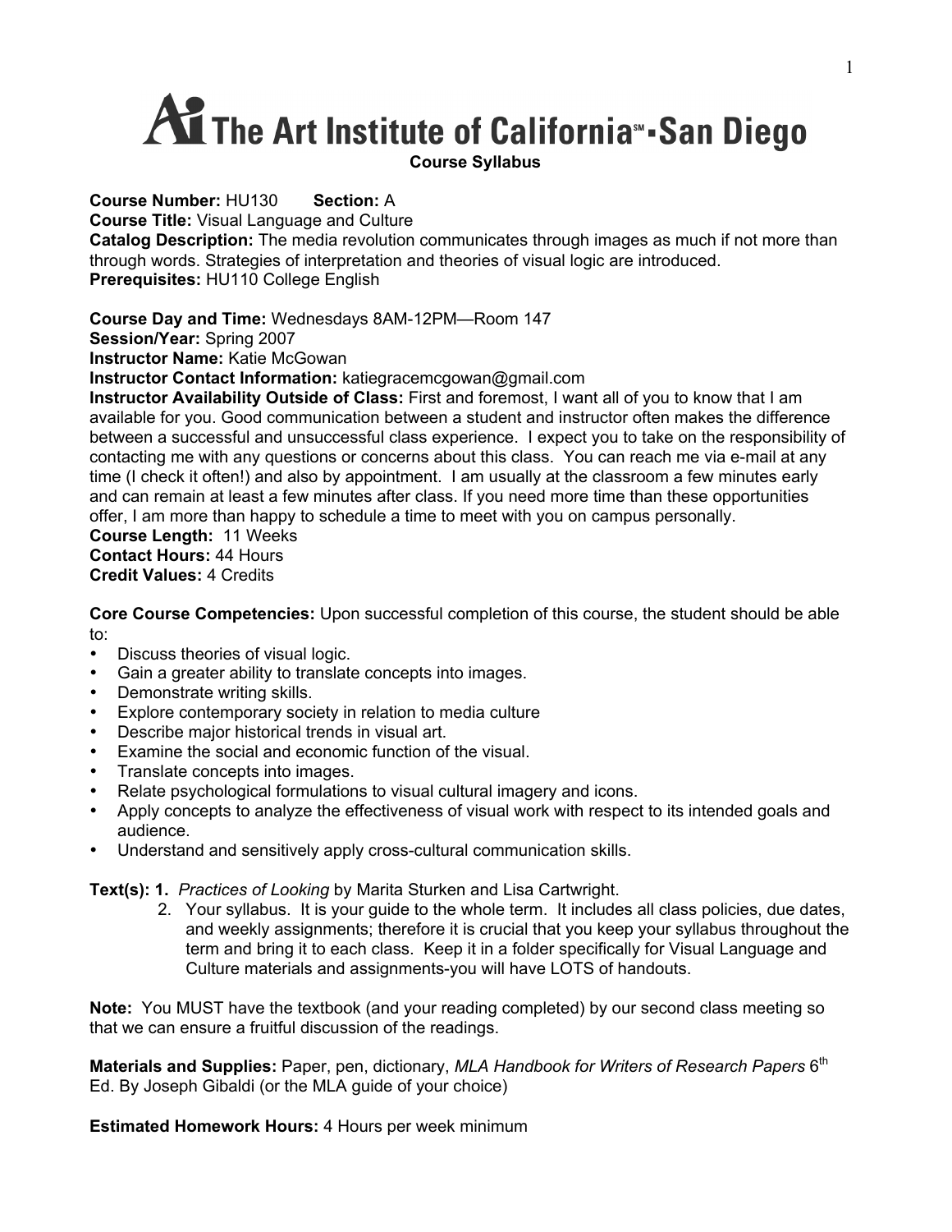# The Art Institute of California℠ • San Diego

**Course Syllabus**

**Course Number:** HU130 **Section:** A
**Course Title:** Visual Language and Culture
**Catalog Description:** The media revolution communicates through images as much if not more than through words. Strategies of interpretation and theories of visual logic are introduced.
**Prerequisites:** HU110 College English

**Course Day and Time:** Wednesdays 8AM-12PM—Room 147
**Session/Year:** Spring 2007
**Instructor Name:** Katie McGowan
**Instructor Contact Information:** katiegracemcgowan@gmail.com
**Instructor Availability Outside of Class:** First and foremost, I want all of you to know that I am available for you. Good communication between a student and instructor often makes the difference between a successful and unsuccessful class experience. I expect you to take on the responsibility of contacting me with any questions or concerns about this class. You can reach me via e-mail at any time (I check it often!) and also by appointment. I am usually at the classroom a few minutes early and can remain at least a few minutes after class. If you need more time than these opportunities offer, I am more than happy to schedule a time to meet with you on campus personally.
**Course Length:** 11 Weeks
**Contact Hours:** 44 Hours
**Credit Values:** 4 Credits

**Core Course Competencies:** Upon successful completion of this course, the student should be able to:

- Discuss theories of visual logic.
- Gain a greater ability to translate concepts into images.
- Demonstrate writing skills.
- Explore contemporary society in relation to media culture
- Describe major historical trends in visual art.
- Examine the social and economic function of the visual.
- Translate concepts into images.
- Relate psychological formulations to visual cultural imagery and icons.
- Apply concepts to analyze the effectiveness of visual work with respect to its intended goals and audience.
- Understand and sensitively apply cross-cultural communication skills.

**Text(s): 1.** *Practices of Looking* by Marita Sturken and Lisa Cartwright.
2. Your syllabus. It is your guide to the whole term. It includes all class policies, due dates, and weekly assignments; therefore it is crucial that you keep your syllabus throughout the term and bring it to each class. Keep it in a folder specifically for Visual Language and Culture materials and assignments-you will have LOTS of handouts.

**Note:** You MUST have the textbook (and your reading completed) by our second class meeting so that we can ensure a fruitful discussion of the readings.

**Materials and Supplies:** Paper, pen, dictionary, *MLA Handbook for Writers of Research Papers* 6th Ed. By Joseph Gibaldi (or the MLA guide of your choice)

**Estimated Homework Hours:** 4 Hours per week minimum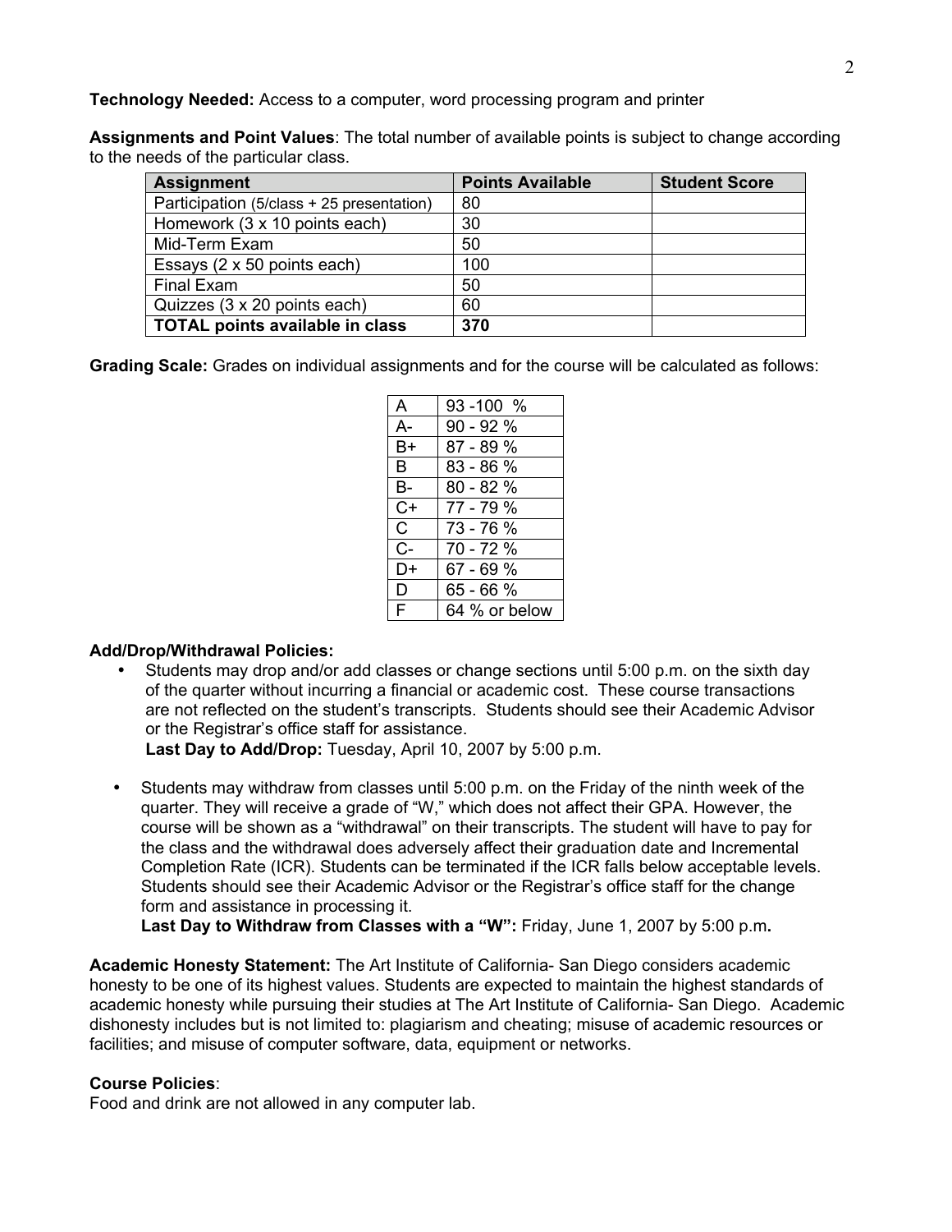**Technology Needed:** Access to a computer, word processing program and printer

**Assignments and Point Values**: The total number of available points is subject to change according to the needs of the particular class.

| Assignment | Points Available | Student Score |
|---|---|---|
| Participation (5/class + 25 presentation) | 80 | |
| Homework (3 x 10 points each) | 30 | |
| Mid-Term Exam | 50 | |
| Essays (2 x 50 points each) | 100 | |
| Final Exam | 50 | |
| Quizzes (3 x 20 points each) | 60 | |
| **TOTAL points available in class** | **370** | |

**Grading Scale:** Grades on individual assignments and for the course will be calculated as follows:

| | |
|---|---|
| A | 93 -100 % |
| A- | 90 - 92 % |
| B+ | 87 - 89 % |
| B | 83 - 86 % |
| B- | 80 - 82 % |
| C+ | 77 - 79 % |
| C | 73 - 76 % |
| C- | 70 - 72 % |
| D+ | 67 - 69 % |
| D | 65 - 66 % |
| F | 64 % or below |

**Add/Drop/Withdrawal Policies:**

- Students may drop and/or add classes or change sections until 5:00 p.m. on the sixth day of the quarter without incurring a financial or academic cost. These course transactions are not reflected on the student's transcripts. Students should see their Academic Advisor or the Registrar's office staff for assistance.
  **Last Day to Add/Drop:** Tuesday, April 10, 2007 by 5:00 p.m.

- Students may withdraw from classes until 5:00 p.m. on the Friday of the ninth week of the quarter. They will receive a grade of "W," which does not affect their GPA. However, the course will be shown as a "withdrawal" on their transcripts. The student will have to pay for the class and the withdrawal does adversely affect their graduation date and Incremental Completion Rate (ICR). Students can be terminated if the ICR falls below acceptable levels. Students should see their Academic Advisor or the Registrar's office staff for the change form and assistance in processing it.
  **Last Day to Withdraw from Classes with a "W":** Friday, June 1, 2007 by 5:00 p.m**.**

**Academic Honesty Statement:** The Art Institute of California- San Diego considers academic honesty to be one of its highest values. Students are expected to maintain the highest standards of academic honesty while pursuing their studies at The Art Institute of California- San Diego. Academic dishonesty includes but is not limited to: plagiarism and cheating; misuse of academic resources or facilities; and misuse of computer software, data, equipment or networks.

**Course Policies**:
Food and drink are not allowed in any computer lab.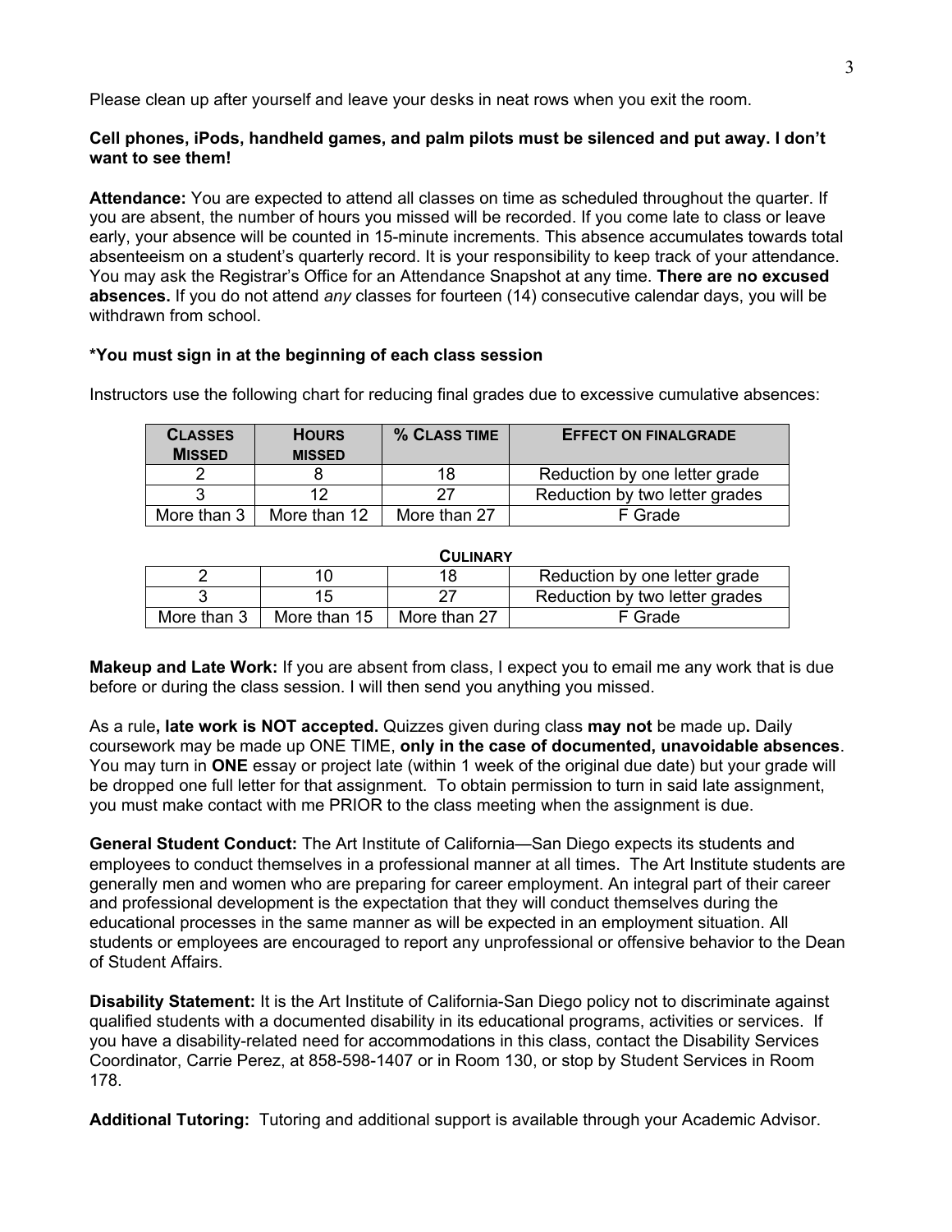Please clean up after yourself and leave your desks in neat rows when you exit the room.

**Cell phones, iPods, handheld games, and palm pilots must be silenced and put away. I don't want to see them!**

**Attendance:** You are expected to attend all classes on time as scheduled throughout the quarter. If you are absent, the number of hours you missed will be recorded. If you come late to class or leave early, your absence will be counted in 15-minute increments. This absence accumulates towards total absenteeism on a student's quarterly record. It is your responsibility to keep track of your attendance. You may ask the Registrar's Office for an Attendance Snapshot at any time. **There are no excused absences.** If you do not attend *any* classes for fourteen (14) consecutive calendar days, you will be withdrawn from school.

**\*You must sign in at the beginning of each class session**

Instructors use the following chart for reducing final grades due to excessive cumulative absences:

| CLASSES MISSED | HOURS MISSED | % CLASS TIME | EFFECT ON FINALGRADE |
|---|---|---|---|
| 2 | 8 | 18 | Reduction by one letter grade |
| 3 | 12 | 27 | Reduction by two letter grades |
| More than 3 | More than 12 | More than 27 | F Grade |

**CULINARY**

| CLASSES MISSED | HOURS MISSED | % CLASS TIME | EFFECT ON FINALGRADE |
|---|---|---|---|
| 2 | 10 | 18 | Reduction by one letter grade |
| 3 | 15 | 27 | Reduction by two letter grades |
| More than 3 | More than 15 | More than 27 | F Grade |

**Makeup and Late Work:** If you are absent from class, I expect you to email me any work that is due before or during the class session. I will then send you anything you missed.

As a rule**, late work is NOT accepted.** Quizzes given during class **may not** be made up**.** Daily coursework may be made up ONE TIME, **only in the case of documented, unavoidable absences**. You may turn in **ONE** essay or project late (within 1 week of the original due date) but your grade will be dropped one full letter for that assignment. To obtain permission to turn in said late assignment, you must make contact with me PRIOR to the class meeting when the assignment is due.

**General Student Conduct:** The Art Institute of California—San Diego expects its students and employees to conduct themselves in a professional manner at all times. The Art Institute students are generally men and women who are preparing for career employment. An integral part of their career and professional development is the expectation that they will conduct themselves during the educational processes in the same manner as will be expected in an employment situation. All students or employees are encouraged to report any unprofessional or offensive behavior to the Dean of Student Affairs.

**Disability Statement:** It is the Art Institute of California-San Diego policy not to discriminate against qualified students with a documented disability in its educational programs, activities or services. If you have a disability-related need for accommodations in this class, contact the Disability Services Coordinator, Carrie Perez, at 858-598-1407 or in Room 130, or stop by Student Services in Room 178.

**Additional Tutoring:** Tutoring and additional support is available through your Academic Advisor.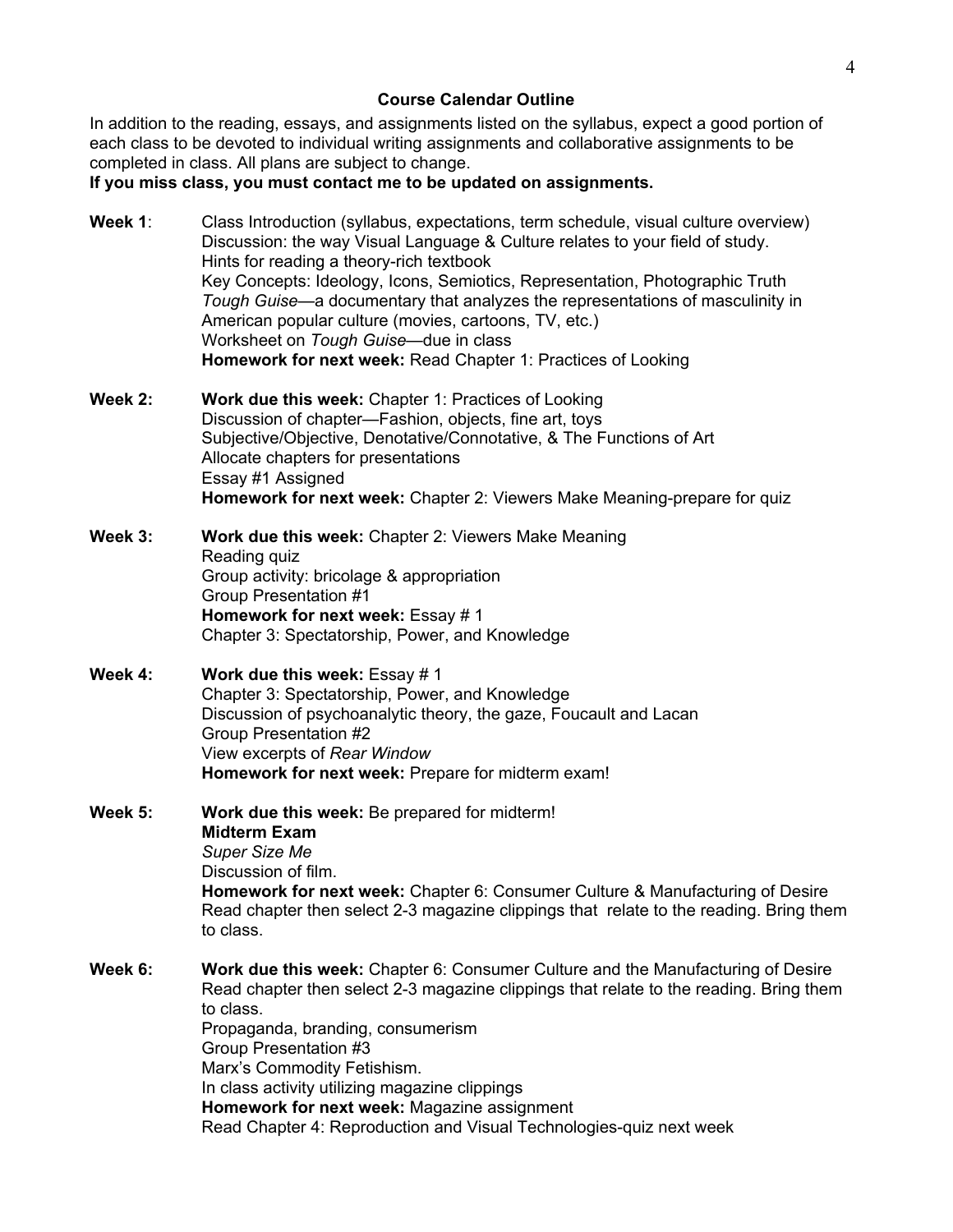## Course Calendar Outline

In addition to the reading, essays, and assignments listed on the syllabus, expect a good portion of each class to be devoted to individual writing assignments and collaborative assignments to be completed in class. All plans are subject to change.

**If you miss class, you must contact me to be updated on assignments.**

**Week 1**: Class Introduction (syllabus, expectations, term schedule, visual culture overview)
Discussion: the way Visual Language & Culture relates to your field of study.
Hints for reading a theory-rich textbook
Key Concepts: Ideology, Icons, Semiotics, Representation, Photographic Truth
*Tough Guise*—a documentary that analyzes the representations of masculinity in American popular culture (movies, cartoons, TV, etc.)
Worksheet on *Tough Guise*—due in class
**Homework for next week:** Read Chapter 1: Practices of Looking

**Week 2:** **Work due this week:** Chapter 1: Practices of Looking
Discussion of chapter—Fashion, objects, fine art, toys
Subjective/Objective, Denotative/Connotative, & The Functions of Art
Allocate chapters for presentations
Essay #1 Assigned
**Homework for next week:** Chapter 2: Viewers Make Meaning-prepare for quiz

**Week 3:** **Work due this week:** Chapter 2: Viewers Make Meaning
Reading quiz
Group activity: bricolage & appropriation
Group Presentation #1
**Homework for next week:** Essay # 1
Chapter 3: Spectatorship, Power, and Knowledge

**Week 4:** **Work due this week:** Essay # 1
Chapter 3: Spectatorship, Power, and Knowledge
Discussion of psychoanalytic theory, the gaze, Foucault and Lacan
Group Presentation #2
View excerpts of *Rear Window*
**Homework for next week:** Prepare for midterm exam!

**Week 5:** **Work due this week:** Be prepared for midterm!
**Midterm Exam**
*Super Size Me*
Discussion of film.
**Homework for next week:** Chapter 6: Consumer Culture & Manufacturing of Desire
Read chapter then select 2-3 magazine clippings that relate to the reading. Bring them to class.

**Week 6:** **Work due this week:** Chapter 6: Consumer Culture and the Manufacturing of Desire
Read chapter then select 2-3 magazine clippings that relate to the reading. Bring them to class.
Propaganda, branding, consumerism
Group Presentation #3
Marx's Commodity Fetishism.
In class activity utilizing magazine clippings
**Homework for next week:** Magazine assignment
Read Chapter 4: Reproduction and Visual Technologies-quiz next week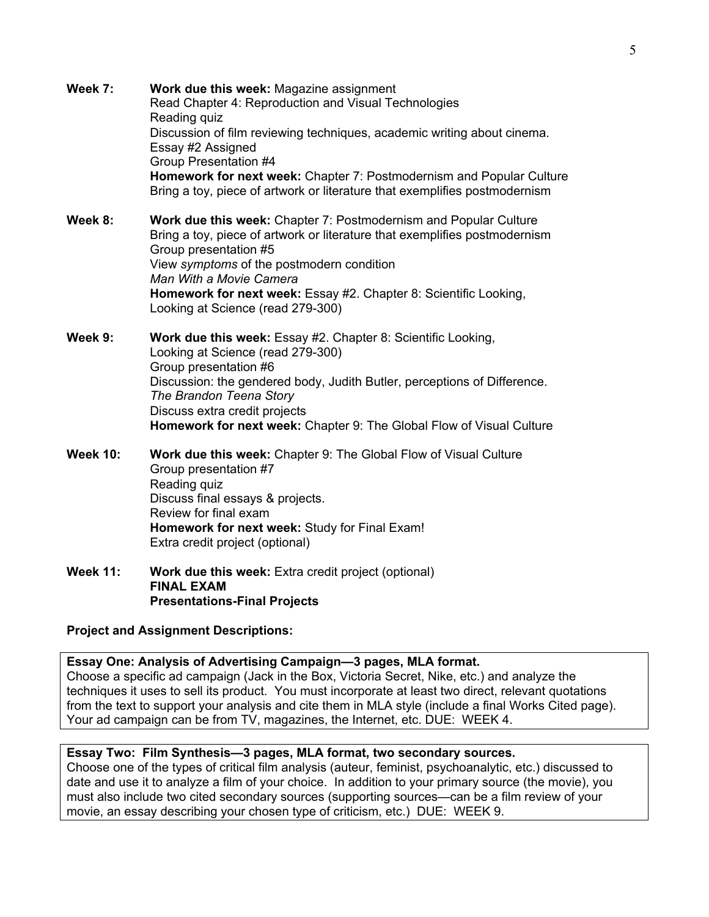**Week 7:** **Work due this week:** Magazine assignment
Read Chapter 4: Reproduction and Visual Technologies
Reading quiz
Discussion of film reviewing techniques, academic writing about cinema.
Essay #2 Assigned
Group Presentation #4
**Homework for next week:** Chapter 7: Postmodernism and Popular Culture
Bring a toy, piece of artwork or literature that exemplifies postmodernism

**Week 8:** **Work due this week:** Chapter 7: Postmodernism and Popular Culture
Bring a toy, piece of artwork or literature that exemplifies postmodernism
Group presentation #5
View *symptoms* of the postmodern condition
*Man With a Movie Camera*
**Homework for next week:** Essay #2. Chapter 8: Scientific Looking, Looking at Science (read 279-300)

**Week 9:** **Work due this week:** Essay #2. Chapter 8: Scientific Looking, Looking at Science (read 279-300)
Group presentation #6
Discussion: the gendered body, Judith Butler, perceptions of Difference.
*The Brandon Teena Story*
Discuss extra credit projects
**Homework for next week:** Chapter 9: The Global Flow of Visual Culture

**Week 10:** **Work due this week:** Chapter 9: The Global Flow of Visual Culture
Group presentation #7
Reading quiz
Discuss final essays & projects.
Review for final exam
**Homework for next week:** Study for Final Exam!
Extra credit project (optional)

**Week 11:** **Work due this week:** Extra credit project (optional)
**FINAL EXAM**
**Presentations-Final Projects**

**Project and Assignment Descriptions:**

**Essay One: Analysis of Advertising Campaign—3 pages, MLA format.**
Choose a specific ad campaign (Jack in the Box, Victoria Secret, Nike, etc.) and analyze the techniques it uses to sell its product. You must incorporate at least two direct, relevant quotations from the text to support your analysis and cite them in MLA style (include a final Works Cited page). Your ad campaign can be from TV, magazines, the Internet, etc. DUE: WEEK 4.

**Essay Two: Film Synthesis—3 pages, MLA format, two secondary sources.**
Choose one of the types of critical film analysis (auteur, feminist, psychoanalytic, etc.) discussed to date and use it to analyze a film of your choice. In addition to your primary source (the movie), you must also include two cited secondary sources (supporting sources—can be a film review of your movie, an essay describing your chosen type of criticism, etc.) DUE: WEEK 9.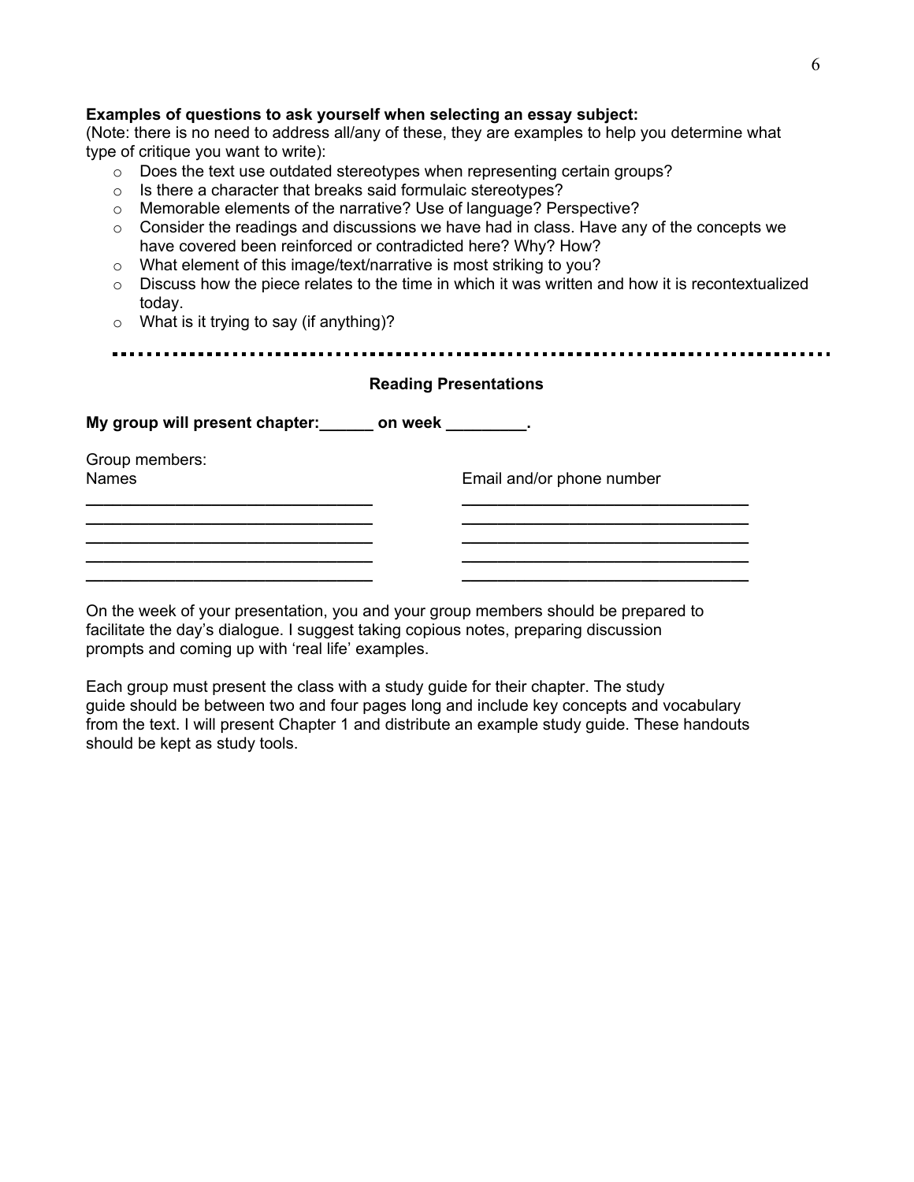**Examples of questions to ask yourself when selecting an essay subject:**
(Note: there is no need to address all/any of these, they are examples to help you determine what type of critique you want to write):

- Does the text use outdated stereotypes when representing certain groups?
- Is there a character that breaks said formulaic stereotypes?
- Memorable elements of the narrative? Use of language? Perspective?
- Consider the readings and discussions we have had in class. Have any of the concepts we have covered been reinforced or contradicted here? Why? How?
- What element of this image/text/narrative is most striking to you?
- Discuss how the piece relates to the time in which it was written and how it is recontextualized today.
- What is it trying to say (if anything)?

---

## Reading Presentations

**My group will present chapter:______ on week _________.**

Group members:

| Names | Email and/or phone number |
| --- | --- |
| ______________________________ | ______________________________ |
| ______________________________ | ______________________________ |
| ______________________________ | ______________________________ |
| ______________________________ | ______________________________ |
| ______________________________ | ______________________________ |

On the week of your presentation, you and your group members should be prepared to facilitate the day's dialogue. I suggest taking copious notes, preparing discussion prompts and coming up with 'real life' examples.

Each group must present the class with a study guide for their chapter. The study guide should be between two and four pages long and include key concepts and vocabulary from the text. I will present Chapter 1 and distribute an example study guide. These handouts should be kept as study tools.